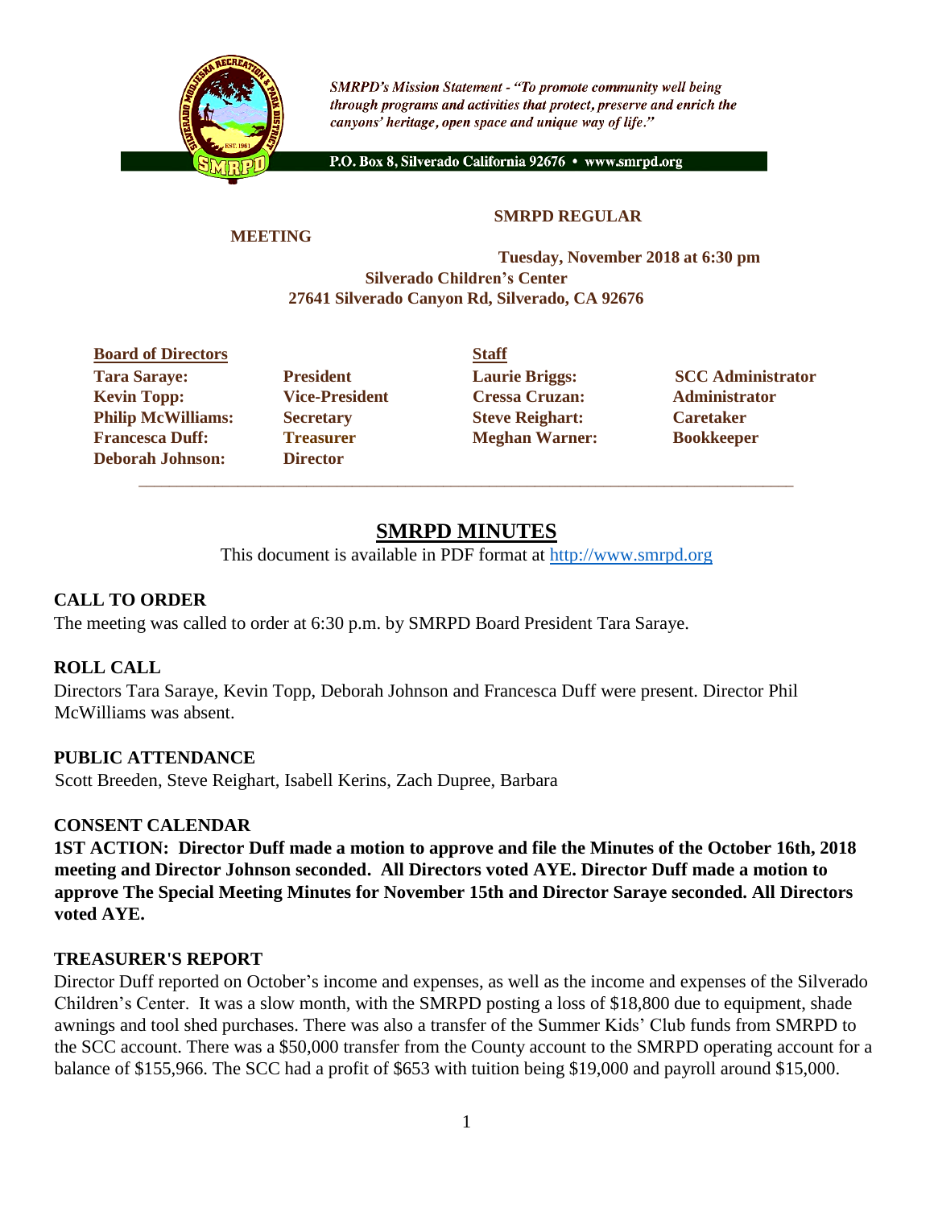*SMRPD's Mission Statement - "To promote community well being through programs and activities that protect, preserve and enrich the canyons' heritage, open space and unique way of life."*

P.O. Box 8, Silverado California 92676 • www.smrpd.org

**SMRPD REGULAR MEETING**

**Tuesday, November 2018 at 6:30 pm**
**Silverado Children's Center**
**27641 Silverado Canyon Rd, Silverado, CA 92676**

| **Board of Directors** | | **Staff** | |
|---|---|---|---|
| **Tara Saraye:** | **President** | **Laurie Briggs:** | **SCC Administrator** |
| **Kevin Topp:** | **Vice-President** | **Cressa Cruzan:** | **Administrator** |
| **Philip McWilliams:** | **Secretary** | **Steve Reighart:** | **Caretaker** |
| **Francesca Duff:** | **Treasurer** | **Meghan Warner:** | **Bookkeeper** |
| **Deborah Johnson:** | **Director** | | |

# SMRPD MINUTES

This document is available in PDF format at http://www.smrpd.org

## CALL TO ORDER

The meeting was called to order at 6:30 p.m. by SMRPD Board President Tara Saraye.

## ROLL CALL

Directors Tara Saraye, Kevin Topp, Deborah Johnson and Francesca Duff were present. Director Phil McWilliams was absent.

## PUBLIC ATTENDANCE

Scott Breeden, Steve Reighart, Isabell Kerins, Zach Dupree, Barbara

## CONSENT CALENDAR

**1ST ACTION: Director Duff made a motion to approve and file the Minutes of the October 16th, 2018 meeting and Director Johnson seconded. All Directors voted AYE. Director Duff made a motion to approve The Special Meeting Minutes for November 15th and Director Saraye seconded. All Directors voted AYE.**

## TREASURER'S REPORT

Director Duff reported on October's income and expenses, as well as the income and expenses of the Silverado Children's Center. It was a slow month, with the SMRPD posting a loss of $18,800 due to equipment, shade awnings and tool shed purchases. There was also a transfer of the Summer Kids' Club funds from SMRPD to the SCC account. There was a $50,000 transfer from the County account to the SMRPD operating account for a balance of $155,966. The SCC had a profit of $653 with tuition being $19,000 and payroll around $15,000.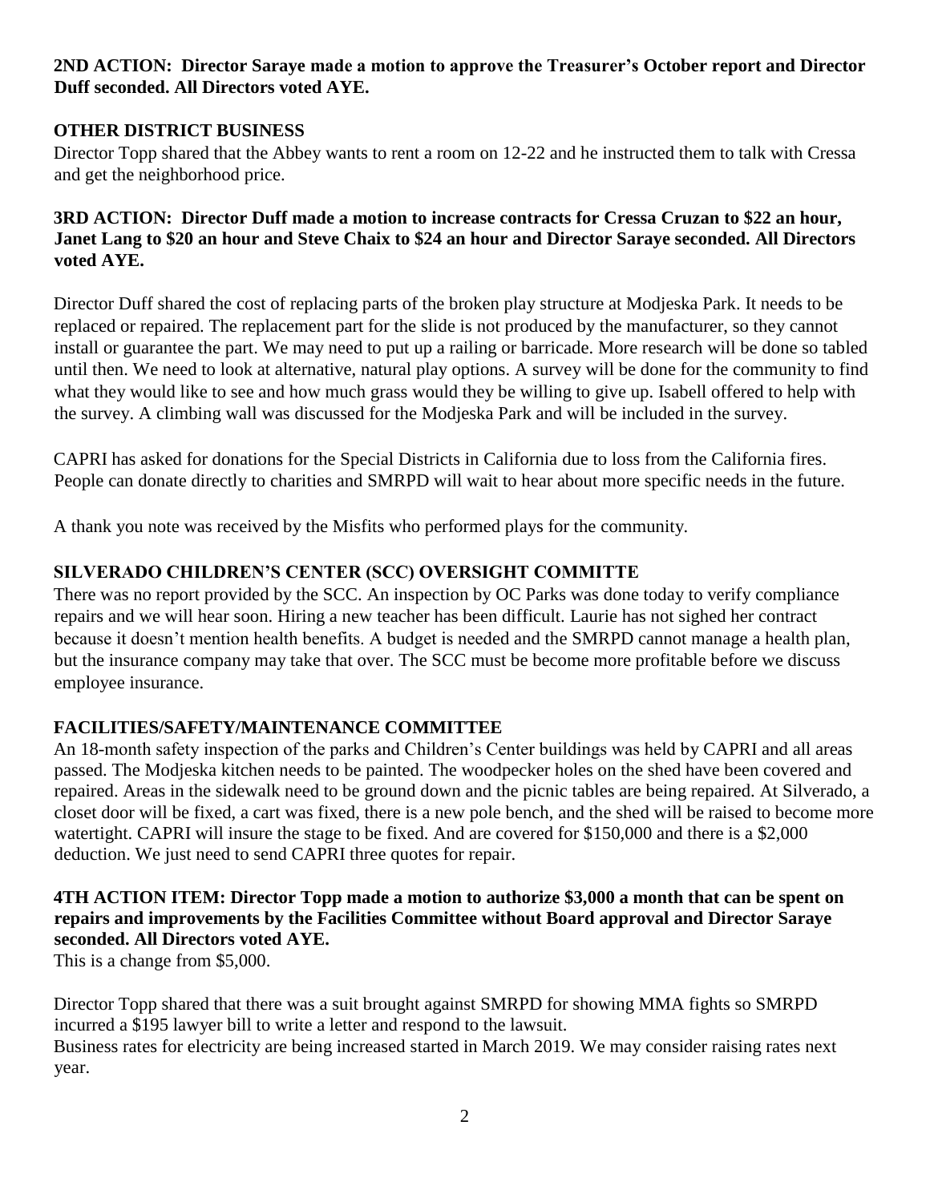**2ND ACTION: Director Saraye made a motion to approve the Treasurer's October report and Director Duff seconded. All Directors voted AYE.**

## OTHER DISTRICT BUSINESS

Director Topp shared that the Abbey wants to rent a room on 12-22 and he instructed them to talk with Cressa and get the neighborhood price.

**3RD ACTION: Director Duff made a motion to increase contracts for Cressa Cruzan to $22 an hour, Janet Lang to $20 an hour and Steve Chaix to $24 an hour and Director Saraye seconded. All Directors voted AYE.**

Director Duff shared the cost of replacing parts of the broken play structure at Modjeska Park. It needs to be replaced or repaired. The replacement part for the slide is not produced by the manufacturer, so they cannot install or guarantee the part. We may need to put up a railing or barricade. More research will be done so tabled until then. We need to look at alternative, natural play options. A survey will be done for the community to find what they would like to see and how much grass would they be willing to give up. Isabell offered to help with the survey. A climbing wall was discussed for the Modjeska Park and will be included in the survey.

CAPRI has asked for donations for the Special Districts in California due to loss from the California fires. People can donate directly to charities and SMRPD will wait to hear about more specific needs in the future.

A thank you note was received by the Misfits who performed plays for the community.

## SILVERADO CHILDREN'S CENTER (SCC) OVERSIGHT COMMITTE

There was no report provided by the SCC. An inspection by OC Parks was done today to verify compliance repairs and we will hear soon. Hiring a new teacher has been difficult. Laurie has not sighed her contract because it doesn't mention health benefits. A budget is needed and the SMRPD cannot manage a health plan, but the insurance company may take that over. The SCC must be become more profitable before we discuss employee insurance.

## FACILITIES/SAFETY/MAINTENANCE COMMITTEE

An 18-month safety inspection of the parks and Children's Center buildings was held by CAPRI and all areas passed. The Modjeska kitchen needs to be painted. The woodpecker holes on the shed have been covered and repaired. Areas in the sidewalk need to be ground down and the picnic tables are being repaired. At Silverado, a closet door will be fixed, a cart was fixed, there is a new pole bench, and the shed will be raised to become more watertight. CAPRI will insure the stage to be fixed. And are covered for $150,000 and there is a $2,000 deduction. We just need to send CAPRI three quotes for repair.

**4TH ACTION ITEM: Director Topp made a motion to authorize $3,000 a month that can be spent on repairs and improvements by the Facilities Committee without Board approval and Director Saraye seconded. All Directors voted AYE.**

This is a change from $5,000.

Director Topp shared that there was a suit brought against SMRPD for showing MMA fights so SMRPD incurred a $195 lawyer bill to write a letter and respond to the lawsuit.

Business rates for electricity are being increased started in March 2019. We may consider raising rates next year.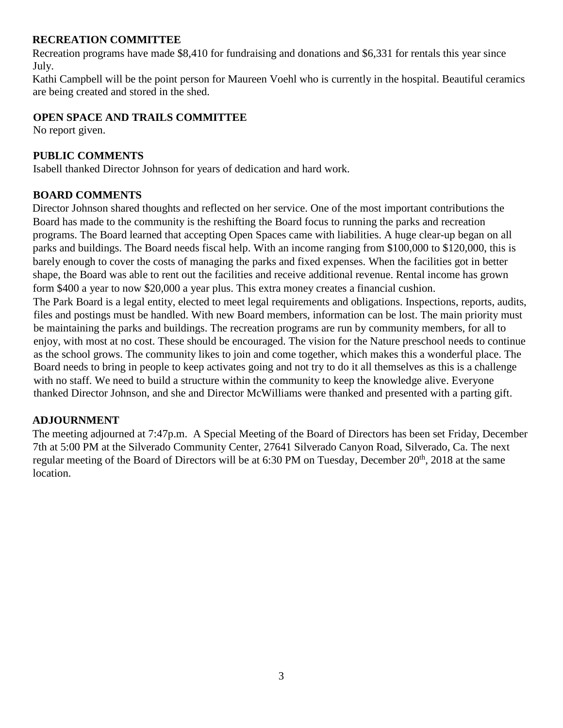**RECREATION COMMITTEE**

Recreation programs have made $8,410 for fundraising and donations and $6,331 for rentals this year since July.

Kathi Campbell will be the point person for Maureen Voehl who is currently in the hospital. Beautiful ceramics are being created and stored in the shed.

**OPEN SPACE AND TRAILS COMMITTEE**

No report given.

**PUBLIC COMMENTS**

Isabell thanked Director Johnson for years of dedication and hard work.

**BOARD COMMENTS**

Director Johnson shared thoughts and reflected on her service. One of the most important contributions the Board has made to the community is the reshifting the Board focus to running the parks and recreation programs. The Board learned that accepting Open Spaces came with liabilities. A huge clear-up began on all parks and buildings. The Board needs fiscal help. With an income ranging from $100,000 to $120,000, this is barely enough to cover the costs of managing the parks and fixed expenses. When the facilities got in better shape, the Board was able to rent out the facilities and receive additional revenue. Rental income has grown form $400 a year to now $20,000 a year plus. This extra money creates a financial cushion.

The Park Board is a legal entity, elected to meet legal requirements and obligations. Inspections, reports, audits, files and postings must be handled. With new Board members, information can be lost. The main priority must be maintaining the parks and buildings. The recreation programs are run by community members, for all to enjoy, with most at no cost. These should be encouraged. The vision for the Nature preschool needs to continue as the school grows. The community likes to join and come together, which makes this a wonderful place. The Board needs to bring in people to keep activates going and not try to do it all themselves as this is a challenge with no staff. We need to build a structure within the community to keep the knowledge alive. Everyone thanked Director Johnson, and she and Director McWilliams were thanked and presented with a parting gift.

**ADJOURNMENT**

The meeting adjourned at 7:47p.m. A Special Meeting of the Board of Directors has been set Friday, December 7th at 5:00 PM at the Silverado Community Center, 27641 Silverado Canyon Road, Silverado, Ca. The next regular meeting of the Board of Directors will be at 6:30 PM on Tuesday, December 20th, 2018 at the same location.